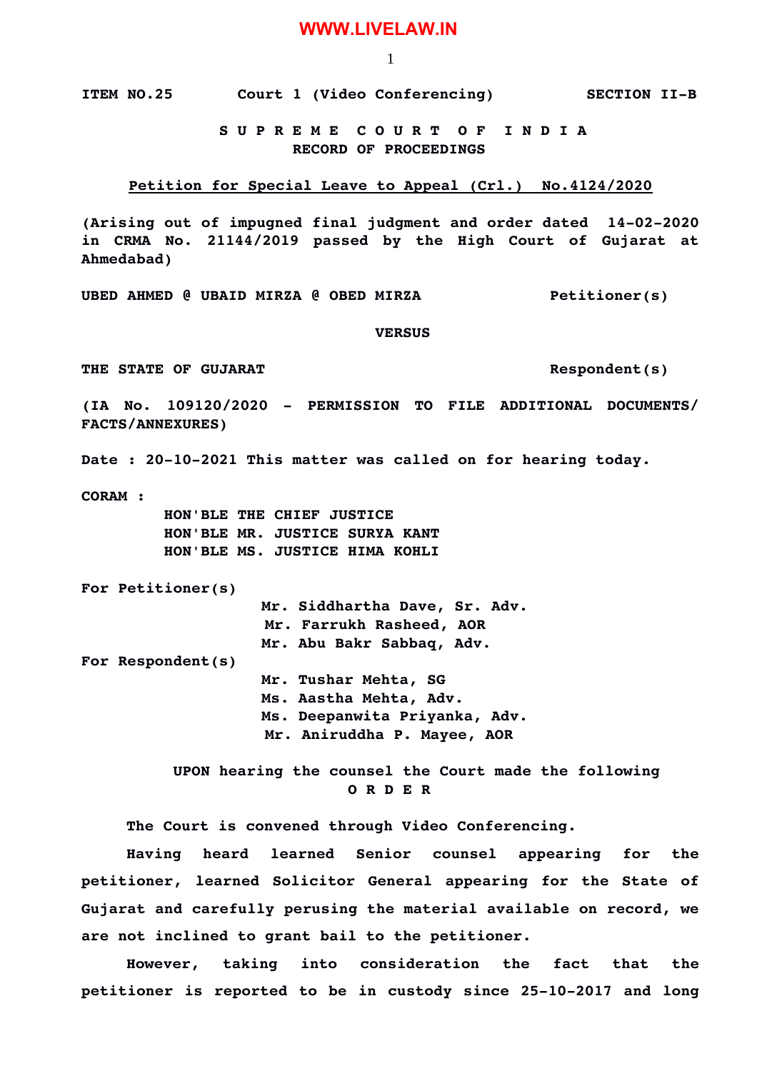ITEM NO.25 Court 1 (Video Conferencing) SECTION II-B

**S U P R E M E C O U R T O F I N D I A**
**RECORD OF PROCEEDINGS**

**Petition for Special Leave to Appeal (Crl.) No.4124/2020**

**(Arising out of impugned final judgment and order dated 14-02-2020 in CRMA No. 21144/2019 passed by the High Court of Gujarat at Ahmedabad)**

**UBED AHMED @ UBAID MIRZA @ OBED MIRZA** Petitioner(s)

**VERSUS**

**THE STATE OF GUJARAT** Respondent(s)

**(IA No. 109120/2020 - PERMISSION TO FILE ADDITIONAL DOCUMENTS/ FACTS/ANNEXURES)**

**Date : 20-10-2021 This matter was called on for hearing today.**

**CORAM :**
HON'BLE THE CHIEF JUSTICE
HON'BLE MR. JUSTICE SURYA KANT
HON'BLE MS. JUSTICE HIMA KOHLI

**For Petitioner(s)**
Mr. Siddhartha Dave, Sr. Adv.
Mr. Farrukh Rasheed, AOR
Mr. Abu Bakr Sabbaq, Adv.

**For Respondent(s)**
Mr. Tushar Mehta, SG
Ms. Aastha Mehta, Adv.
Ms. Deepanwita Priyanka, Adv.
Mr. Aniruddha P. Mayee, AOR

UPON hearing the counsel the Court made the following
**O R D E R**

The Court is convened through Video Conferencing.

Having heard learned Senior counsel appearing for the petitioner, learned Solicitor General appearing for the State of Gujarat and carefully perusing the material available on record, we are not inclined to grant bail to the petitioner.

However, taking into consideration the fact that the petitioner is reported to be in custody since 25-10-2017 and long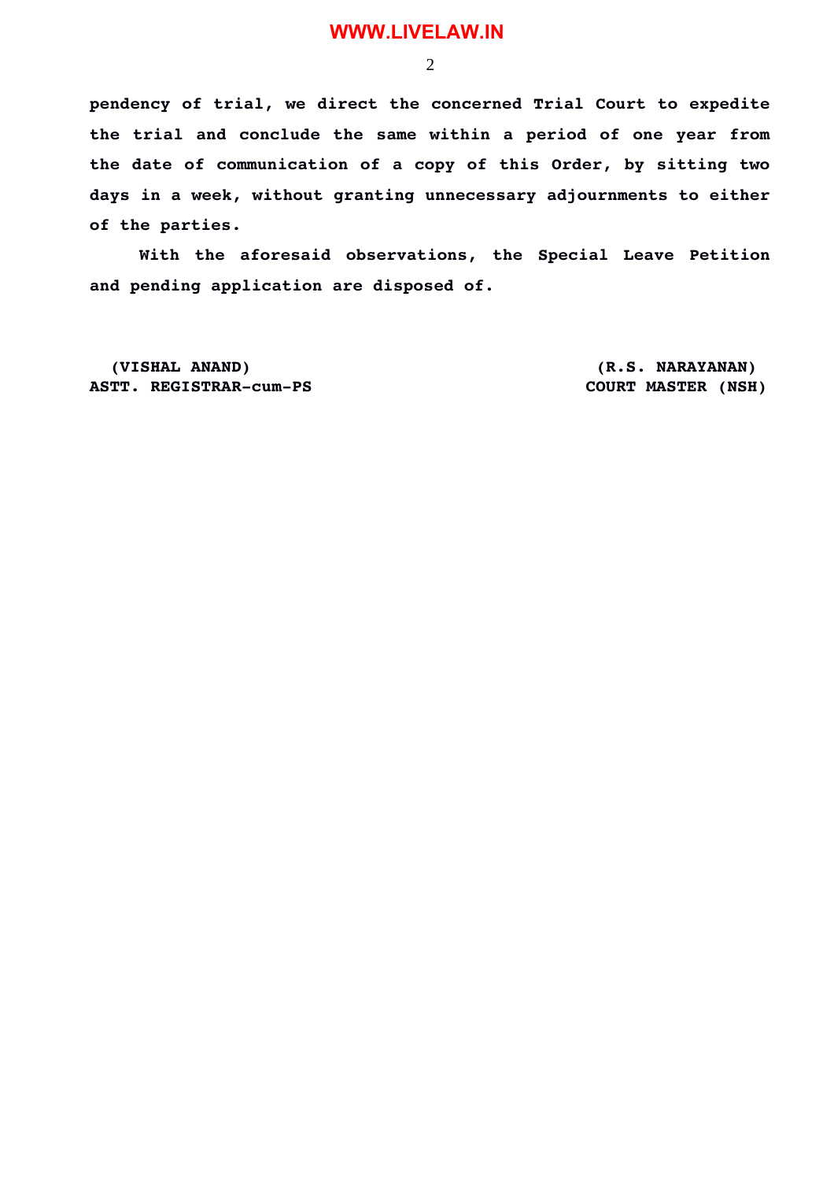**pendency of trial, we direct the concerned Trial Court to expedite the trial and conclude the same within a period of one year from the date of communication of a copy of this Order, by sitting two days in a week, without granting unnecessary adjournments to either of the parties.**

**With the aforesaid observations, the Special Leave Petition and pending application are disposed of.**

| | |
|---|---|
| **(VISHAL ANAND)** | **(R.S. NARAYANAN)** |
| **ASTT. REGISTRAR-cum-PS** | **COURT MASTER (NSH)** |